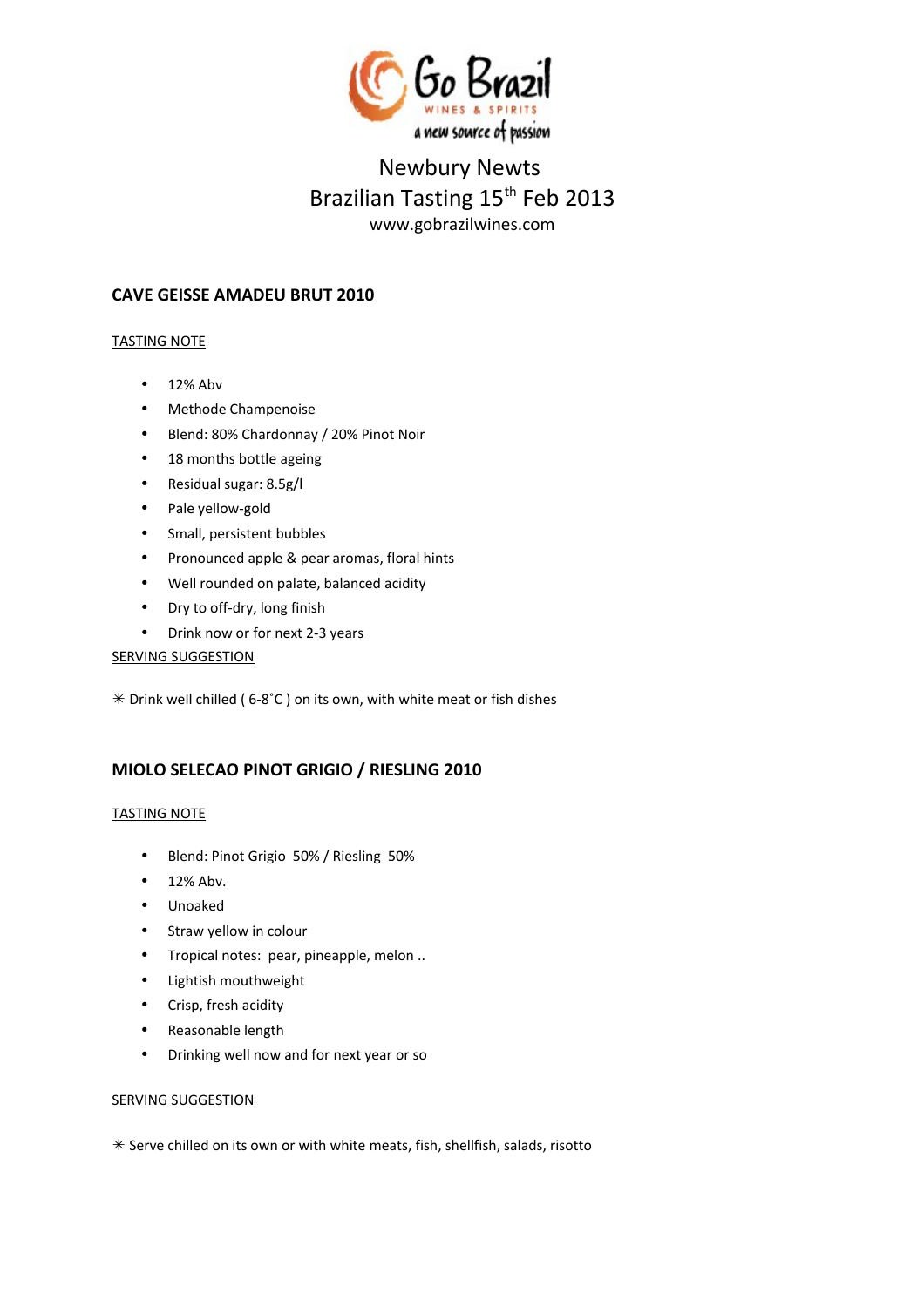Go Brazil

WINES & SPIRITS

a new source of passion

Newbury Newts

Brazilian Tasting 15th Feb 2013

www.gobrazilwines.com

## CAVE GEISSE AMADEU BRUT 2010

TASTING NOTE

- 12% Abv
- Methode Champenoise
- Blend: 80% Chardonnay / 20% Pinot Noir
- 18 months bottle ageing
- Residual sugar: 8.5g/l
- Pale yellow-gold
- Small, persistent bubbles
- Pronounced apple & pear aromas, floral hints
- Well rounded on palate, balanced acidity
- Dry to off-dry, long finish
- Drink now or for next 2-3 years

SERVING SUGGESTION

✳ Drink well chilled ( 6-8˚C ) on its own, with white meat or fish dishes

## MIOLO SELECAO PINOT GRIGIO / RIESLING 2010

TASTING NOTE

- Blend: Pinot Grigio 50% / Riesling 50%
- 12% Abv.
- Unoaked
- Straw yellow in colour
- Tropical notes: pear, pineapple, melon ..
- Lightish mouthweight
- Crisp, fresh acidity
- Reasonable length
- Drinking well now and for next year or so

SERVING SUGGESTION

✳ Serve chilled on its own or with white meats, fish, shellfish, salads, risotto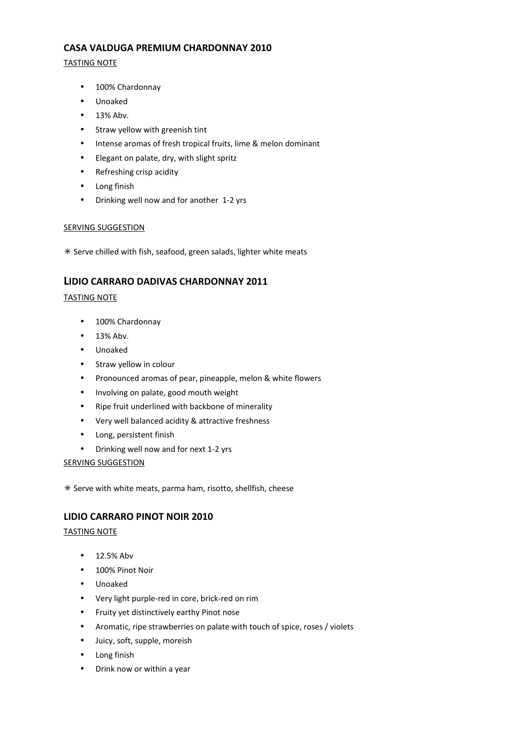### CASA VALDUGA PREMIUM CHARDONNAY 2010

TASTING NOTE

- 100% Chardonnay
- Unoaked
- 13% Abv.
- Straw yellow with greenish tint
- Intense aromas of fresh tropical fruits, lime & melon dominant
- Elegant on palate, dry, with slight spritz
- Refreshing crisp acidity
- Long finish
- Drinking well now and for another 1-2 yrs

SERVING SUGGESTION

✳ Serve chilled with fish, seafood, green salads, lighter white meats

### LIDIO CARRARO DADIVAS CHARDONNAY 2011

TASTING NOTE

- 100% Chardonnay
- 13% Abv.
- Unoaked
- Straw yellow in colour
- Pronounced aromas of pear, pineapple, melon & white flowers
- Involving on palate, good mouth weight
- Ripe fruit underlined with backbone of minerality
- Very well balanced acidity & attractive freshness
- Long, persistent finish
- Drinking well now and for next 1-2 yrs

SERVING SUGGESTION

✳ Serve with white meats, parma ham, risotto, shellfish, cheese

### LIDIO CARRARO PINOT NOIR 2010

TASTING NOTE

- 12.5% Abv
- 100% Pinot Noir
- Unoaked
- Very light purple-red in core, brick-red on rim
- Fruity yet distinctively earthy Pinot nose
- Aromatic, ripe strawberries on palate with touch of spice, roses / violets
- Juicy, soft, supple, moreish
- Long finish
- Drink now or within a year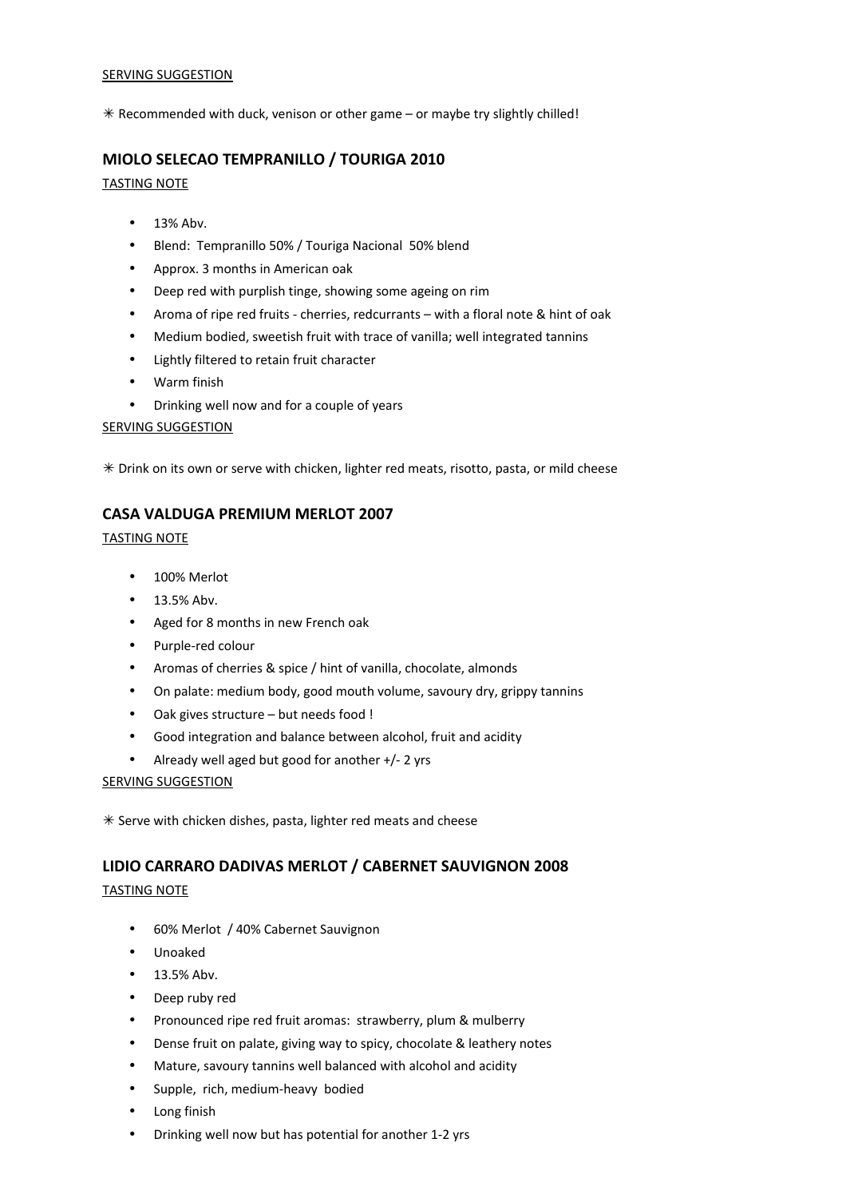SERVING SUGGESTION

✳ Recommended with duck, venison or other game – or maybe try slightly chilled!

## MIOLO SELECAO TEMPRANILLO / TOURIGA 2010

TASTING NOTE

- 13% Abv.
- Blend: Tempranillo 50% / Touriga Nacional 50% blend
- Approx. 3 months in American oak
- Deep red with purplish tinge, showing some ageing on rim
- Aroma of ripe red fruits - cherries, redcurrants – with a floral note & hint of oak
- Medium bodied, sweetish fruit with trace of vanilla; well integrated tannins
- Lightly filtered to retain fruit character
- Warm finish
- Drinking well now and for a couple of years

SERVING SUGGESTION

✳ Drink on its own or serve with chicken, lighter red meats, risotto, pasta, or mild cheese

## CASA VALDUGA PREMIUM MERLOT 2007

TASTING NOTE

- 100% Merlot
- 13.5% Abv.
- Aged for 8 months in new French oak
- Purple-red colour
- Aromas of cherries & spice / hint of vanilla, chocolate, almonds
- On palate: medium body, good mouth volume, savoury dry, grippy tannins
- Oak gives structure – but needs food !
- Good integration and balance between alcohol, fruit and acidity
- Already well aged but good for another +/- 2 yrs

SERVING SUGGESTION

✳ Serve with chicken dishes, pasta, lighter red meats and cheese

## LIDIO CARRARO DADIVAS MERLOT / CABERNET SAUVIGNON 2008

TASTING NOTE

- 60% Merlot / 40% Cabernet Sauvignon
- Unoaked
- 13.5% Abv.
- Deep ruby red
- Pronounced ripe red fruit aromas: strawberry, plum & mulberry
- Dense fruit on palate, giving way to spicy, chocolate & leathery notes
- Mature, savoury tannins well balanced with alcohol and acidity
- Supple, rich, medium-heavy bodied
- Long finish
- Drinking well now but has potential for another 1-2 yrs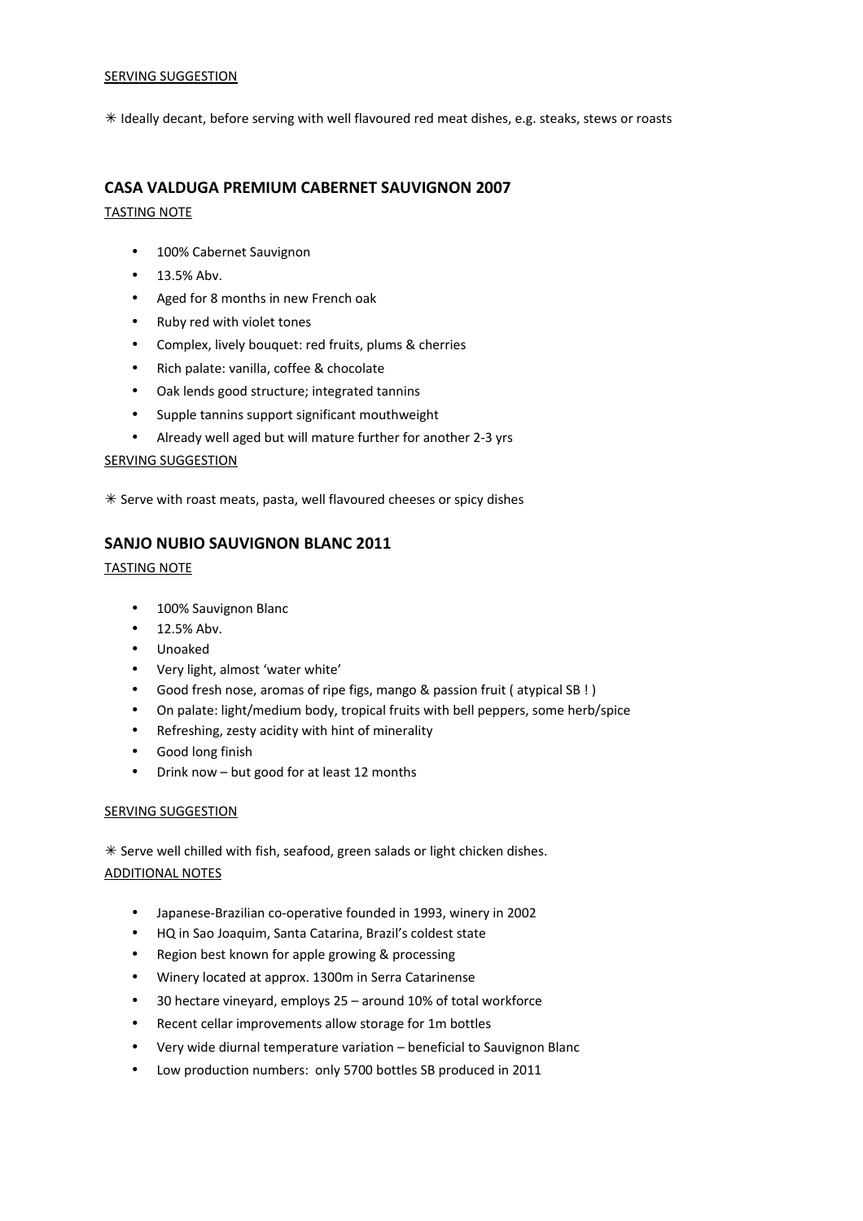SERVING SUGGESTION

✳ Ideally decant, before serving with well flavoured red meat dishes, e.g. steaks, stews or roasts

## CASA VALDUGA PREMIUM CABERNET SAUVIGNON 2007

TASTING NOTE

- 100% Cabernet Sauvignon
- 13.5% Abv.
- Aged for 8 months in new French oak
- Ruby red with violet tones
- Complex, lively bouquet: red fruits, plums & cherries
- Rich palate: vanilla, coffee & chocolate
- Oak lends good structure; integrated tannins
- Supple tannins support significant mouthweight
- Already well aged but will mature further for another 2-3 yrs

SERVING SUGGESTION

✳ Serve with roast meats, pasta, well flavoured cheeses or spicy dishes

## SANJO NUBIO SAUVIGNON BLANC 2011

TASTING NOTE

- 100% Sauvignon Blanc
- 12.5% Abv.
- Unoaked
- Very light, almost 'water white'
- Good fresh nose, aromas of ripe figs, mango & passion fruit ( atypical SB ! )
- On palate: light/medium body, tropical fruits with bell peppers, some herb/spice
- Refreshing, zesty acidity with hint of minerality
- Good long finish
- Drink now – but good for at least 12 months

SERVING SUGGESTION

✳ Serve well chilled with fish, seafood, green salads or light chicken dishes.

ADDITIONAL NOTES

- Japanese-Brazilian co-operative founded in 1993, winery in 2002
- HQ in Sao Joaquim, Santa Catarina, Brazil's coldest state
- Region best known for apple growing & processing
- Winery located at approx. 1300m in Serra Catarinense
- 30 hectare vineyard, employs 25 – around 10% of total workforce
- Recent cellar improvements allow storage for 1m bottles
- Very wide diurnal temperature variation – beneficial to Sauvignon Blanc
- Low production numbers: only 5700 bottles SB produced in 2011